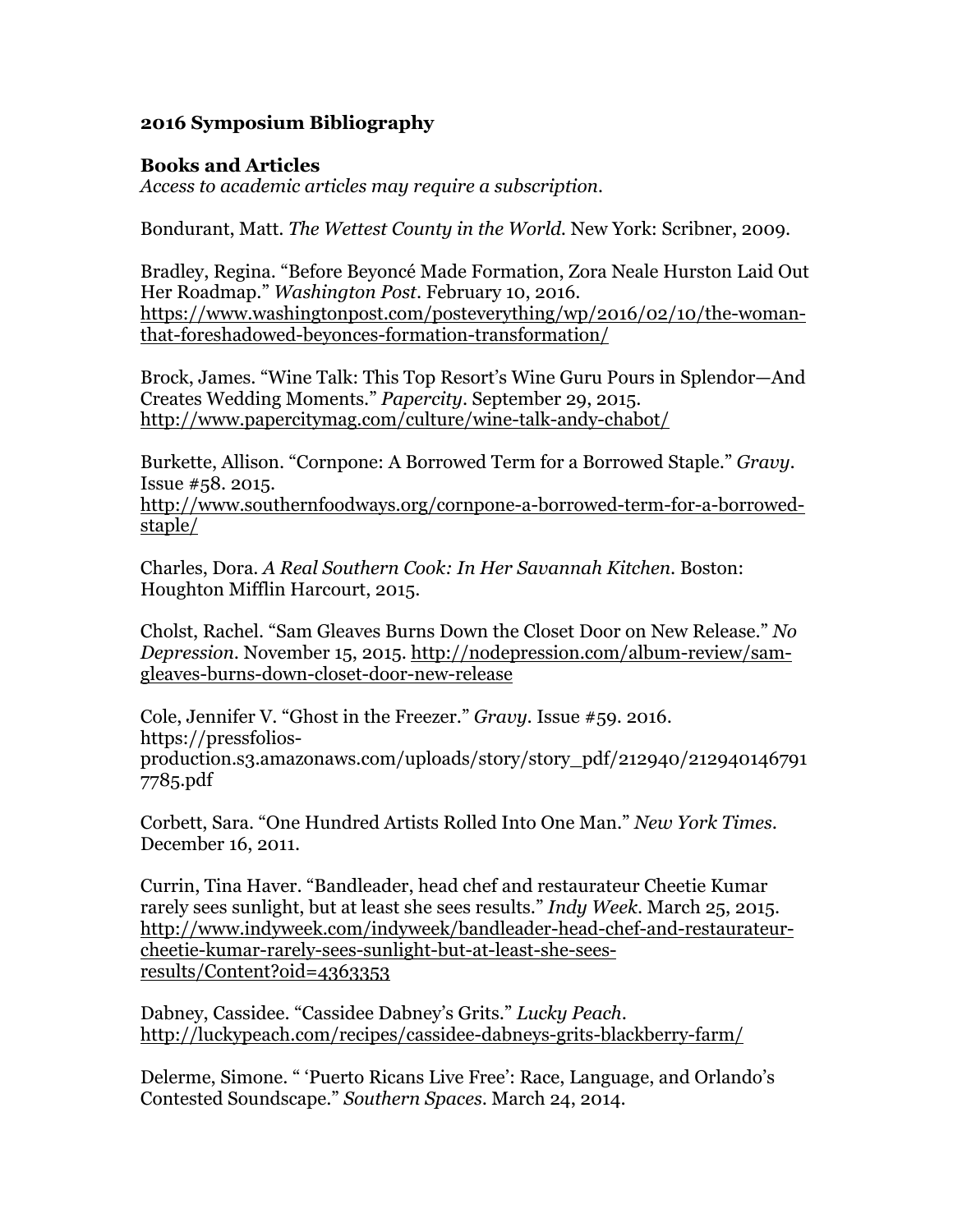## 2016 Symposium Bibliography

### Books and Articles

*Access to academic articles may require a subscription.*

Bondurant, Matt. *The Wettest County in the World.* New York: Scribner, 2009.

Bradley, Regina. "Before Beyoncé Made Formation, Zora Neale Hurston Laid Out Her Roadmap." *Washington Post*. February 10, 2016. https://www.washingtonpost.com/posteverything/wp/2016/02/10/the-woman-that-foreshadowed-beyonces-formation-transformation/

Brock, James. "Wine Talk: This Top Resort's Wine Guru Pours in Splendor—And Creates Wedding Moments." *Papercity*. September 29, 2015. http://www.papercitymag.com/culture/wine-talk-andy-chabot/

Burkette, Allison. "Cornpone: A Borrowed Term for a Borrowed Staple." *Gravy*. Issue #58. 2015. http://www.southernfoodways.org/cornpone-a-borrowed-term-for-a-borrowed-staple/

Charles, Dora. *A Real Southern Cook: In Her Savannah Kitchen.* Boston: Houghton Mifflin Harcourt, 2015.

Cholst, Rachel. "Sam Gleaves Burns Down the Closet Door on New Release." *No Depression*. November 15, 2015. http://nodepression.com/album-review/sam-gleaves-burns-down-closet-door-new-release

Cole, Jennifer V. "Ghost in the Freezer." *Gravy*. Issue #59. 2016. https://pressfolios-production.s3.amazonaws.com/uploads/story/story_pdf/212940/2129401467917785.pdf

Corbett, Sara. "One Hundred Artists Rolled Into One Man." *New York Times*. December 16, 2011.

Currin, Tina Haver. "Bandleader, head chef and restaurateur Cheetie Kumar rarely sees sunlight, but at least she sees results." *Indy Week*. March 25, 2015. http://www.indyweek.com/indyweek/bandleader-head-chef-and-restaurateur-cheetie-kumar-rarely-sees-sunlight-but-at-least-she-sees-results/Content?oid=4363353

Dabney, Cassidee. "Cassidee Dabney's Grits." *Lucky Peach*. http://luckypeach.com/recipes/cassidee-dabneys-grits-blackberry-farm/

Delerme, Simone. " 'Puerto Ricans Live Free': Race, Language, and Orlando's Contested Soundscape." *Southern Spaces*. March 24, 2014.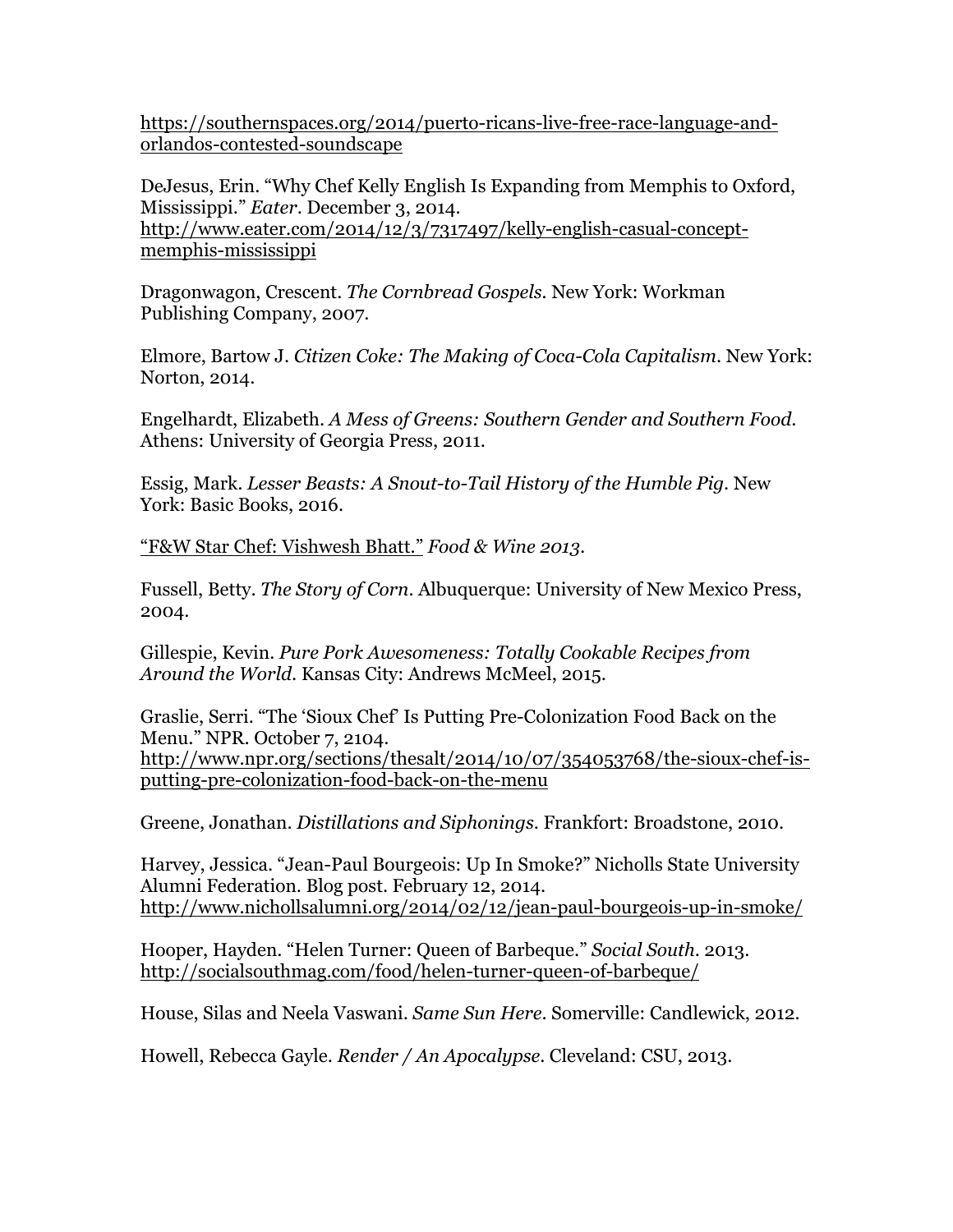https://southernspaces.org/2014/puerto-ricans-live-free-race-language-and-orlandos-contested-soundscape

DeJesus, Erin. "Why Chef Kelly English Is Expanding from Memphis to Oxford, Mississippi." *Eater*. December 3, 2014. http://www.eater.com/2014/12/3/7317497/kelly-english-casual-concept-memphis-mississippi

Dragonwagon, Crescent. *The Cornbread Gospels*. New York: Workman Publishing Company, 2007.

Elmore, Bartow J. *Citizen Coke: The Making of Coca-Cola Capitalism*. New York: Norton, 2014.

Engelhardt, Elizabeth. *A Mess of Greens: Southern Gender and Southern Food*. Athens: University of Georgia Press, 2011.

Essig, Mark. *Lesser Beasts: A Snout-to-Tail History of the Humble Pig*. New York: Basic Books, 2016.

"F&W Star Chef: Vishwesh Bhatt." *Food & Wine 2013*.

Fussell, Betty. *The Story of Corn*. Albuquerque: University of New Mexico Press, 2004.

Gillespie, Kevin. *Pure Pork Awesomeness: Totally Cookable Recipes from Around the World*. Kansas City: Andrews McMeel, 2015.

Graslie, Serri. "The 'Sioux Chef' Is Putting Pre-Colonization Food Back on the Menu." NPR. October 7, 2104. http://www.npr.org/sections/thesalt/2014/10/07/354053768/the-sioux-chef-is-putting-pre-colonization-food-back-on-the-menu

Greene, Jonathan. *Distillations and Siphonings*. Frankfort: Broadstone, 2010.

Harvey, Jessica. "Jean-Paul Bourgeois: Up In Smoke?" Nicholls State University Alumni Federation. Blog post. February 12, 2014. http://www.nichollsalumni.org/2014/02/12/jean-paul-bourgeois-up-in-smoke/

Hooper, Hayden. "Helen Turner: Queen of Barbeque." *Social South*. 2013. http://socialsouthmag.com/food/helen-turner-queen-of-barbeque/

House, Silas and Neela Vaswani. *Same Sun Here*. Somerville: Candlewick, 2012.

Howell, Rebecca Gayle. *Render / An Apocalypse*. Cleveland: CSU, 2013.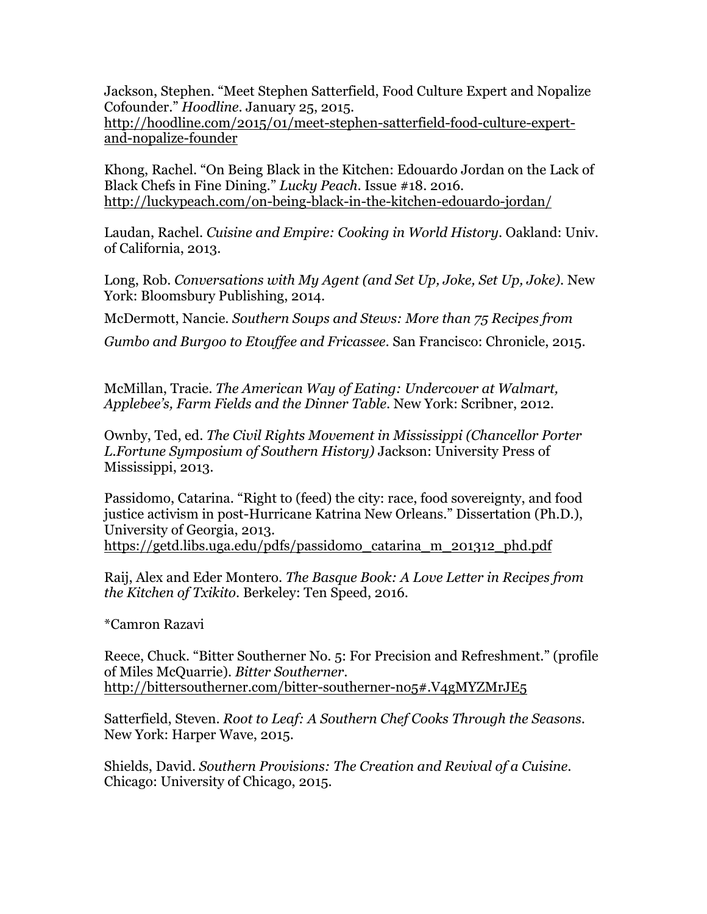Jackson, Stephen. “Meet Stephen Satterfield, Food Culture Expert and Nopalize Cofounder.” *Hoodline*. January 25, 2015. http://hoodline.com/2015/01/meet-stephen-satterfield-food-culture-expert-and-nopalize-founder

Khong, Rachel. “On Being Black in the Kitchen: Edouardo Jordan on the Lack of Black Chefs in Fine Dining.” *Lucky Peach*. Issue #18. 2016. http://luckypeach.com/on-being-black-in-the-kitchen-edouardo-jordan/

Laudan, Rachel. *Cuisine and Empire: Cooking in World History*. Oakland: Univ. of California, 2013.

Long, Rob. *Conversations with My Agent (and Set Up, Joke, Set Up, Joke)*. New York: Bloomsbury Publishing, 2014.

McDermott, Nancie. *Southern Soups and Stews: More than 75 Recipes from Gumbo and Burgoo to Etouffee and Fricassee*. San Francisco: Chronicle, 2015.

McMillan, Tracie. *The American Way of Eating: Undercover at Walmart, Applebee's, Farm Fields and the Dinner Table*. New York: Scribner, 2012.

Ownby, Ted, ed. *The Civil Rights Movement in Mississippi (Chancellor Porter L.Fortune Symposium of Southern History)* Jackson: University Press of Mississippi, 2013.

Passidomo, Catarina. “Right to (feed) the city: race, food sovereignty, and food justice activism in post-Hurricane Katrina New Orleans.” Dissertation (Ph.D.), University of Georgia, 2013. https://getd.libs.uga.edu/pdfs/passidomo_catarina_m_201312_phd.pdf

Raij, Alex and Eder Montero. *The Basque Book: A Love Letter in Recipes from the Kitchen of Txikito*. Berkeley: Ten Speed, 2016.

*Camron Razavi

Reece, Chuck. “Bitter Southerner No. 5: For Precision and Refreshment.” (profile of Miles McQuarrie). *Bitter Southerner*. http://bittersoutherner.com/bitter-southerner-no5#.V4gMYZMrJE5

Satterfield, Steven. *Root to Leaf: A Southern Chef Cooks Through the Seasons*. New York: Harper Wave, 2015.

Shields, David. *Southern Provisions: The Creation and Revival of a Cuisine*. Chicago: University of Chicago, 2015.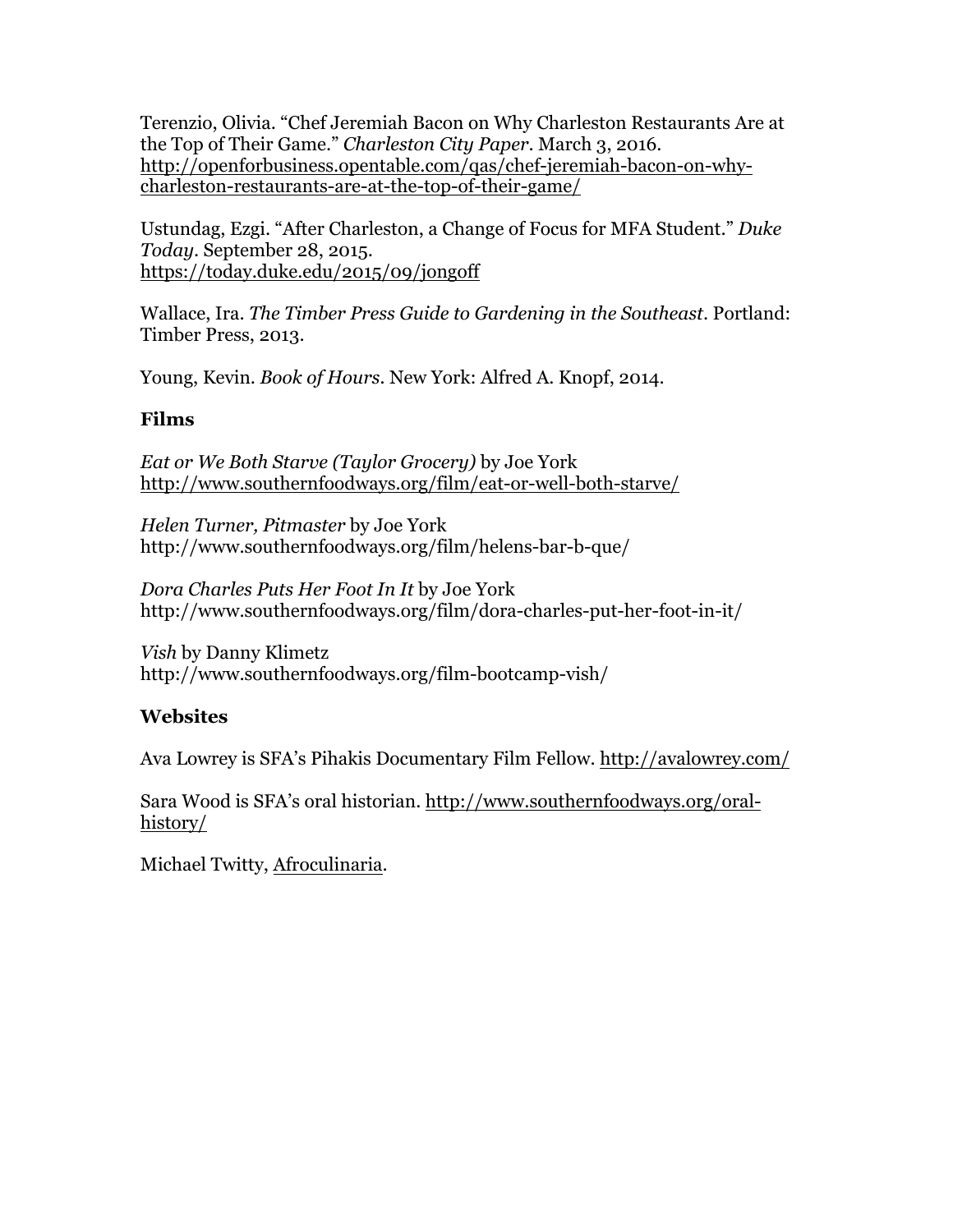Terenzio, Olivia. "Chef Jeremiah Bacon on Why Charleston Restaurants Are at the Top of Their Game." *Charleston City Paper*. March 3, 2016. http://openforbusiness.opentable.com/qas/chef-jeremiah-bacon-on-why-charleston-restaurants-are-at-the-top-of-their-game/

Ustundag, Ezgi. "After Charleston, a Change of Focus for MFA Student." *Duke Today*. September 28, 2015. https://today.duke.edu/2015/09/jongoff

Wallace, Ira. *The Timber Press Guide to Gardening in the Southeast*. Portland: Timber Press, 2013.

Young, Kevin. *Book of Hours*. New York: Alfred A. Knopf, 2014.

**Films**

*Eat or We Both Starve (Taylor Grocery)* by Joe York
http://www.southernfoodways.org/film/eat-or-well-both-starve/

*Helen Turner, Pitmaster* by Joe York
http://www.southernfoodways.org/film/helens-bar-b-que/

*Dora Charles Puts Her Foot In It* by Joe York
http://www.southernfoodways.org/film/dora-charles-put-her-foot-in-it/

*Vish* by Danny Klimetz
http://www.southernfoodways.org/film-bootcamp-vish/

**Websites**

Ava Lowrey is SFA's Pihakis Documentary Film Fellow. http://avalowrey.com/

Sara Wood is SFA's oral historian. http://www.southernfoodways.org/oral-history/

Michael Twitty, Afroculinaria.